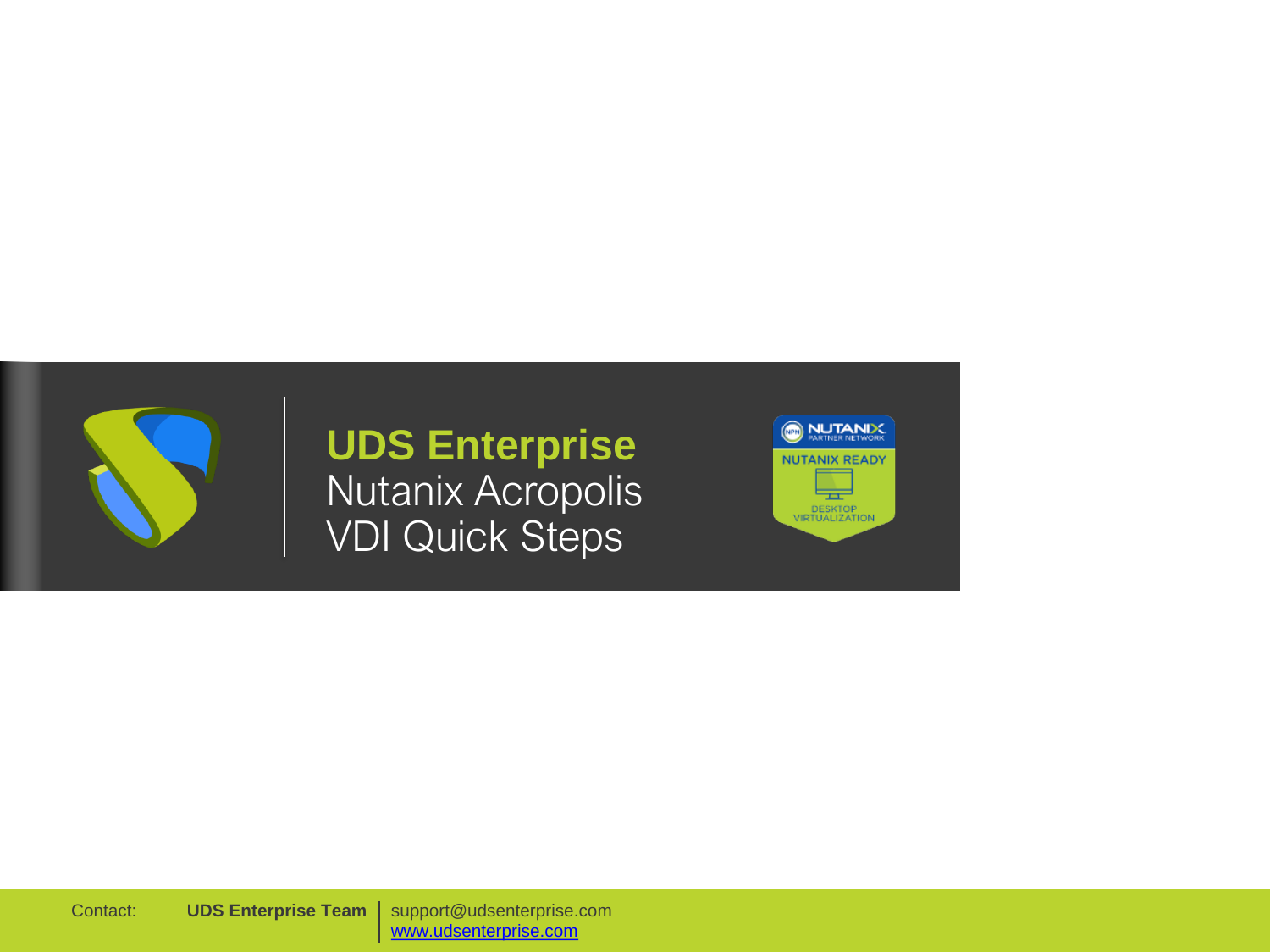# UDS Enterprise

## Nutanix Acropolis VDI Quick Steps

NUTANIX PARTNER NETWORK
NUTANIX READY
DESKTOP VIRTUALIZATION

Contact: **UDS Enterprise Team** | support@udsenterprise.com
www.udsenterprise.com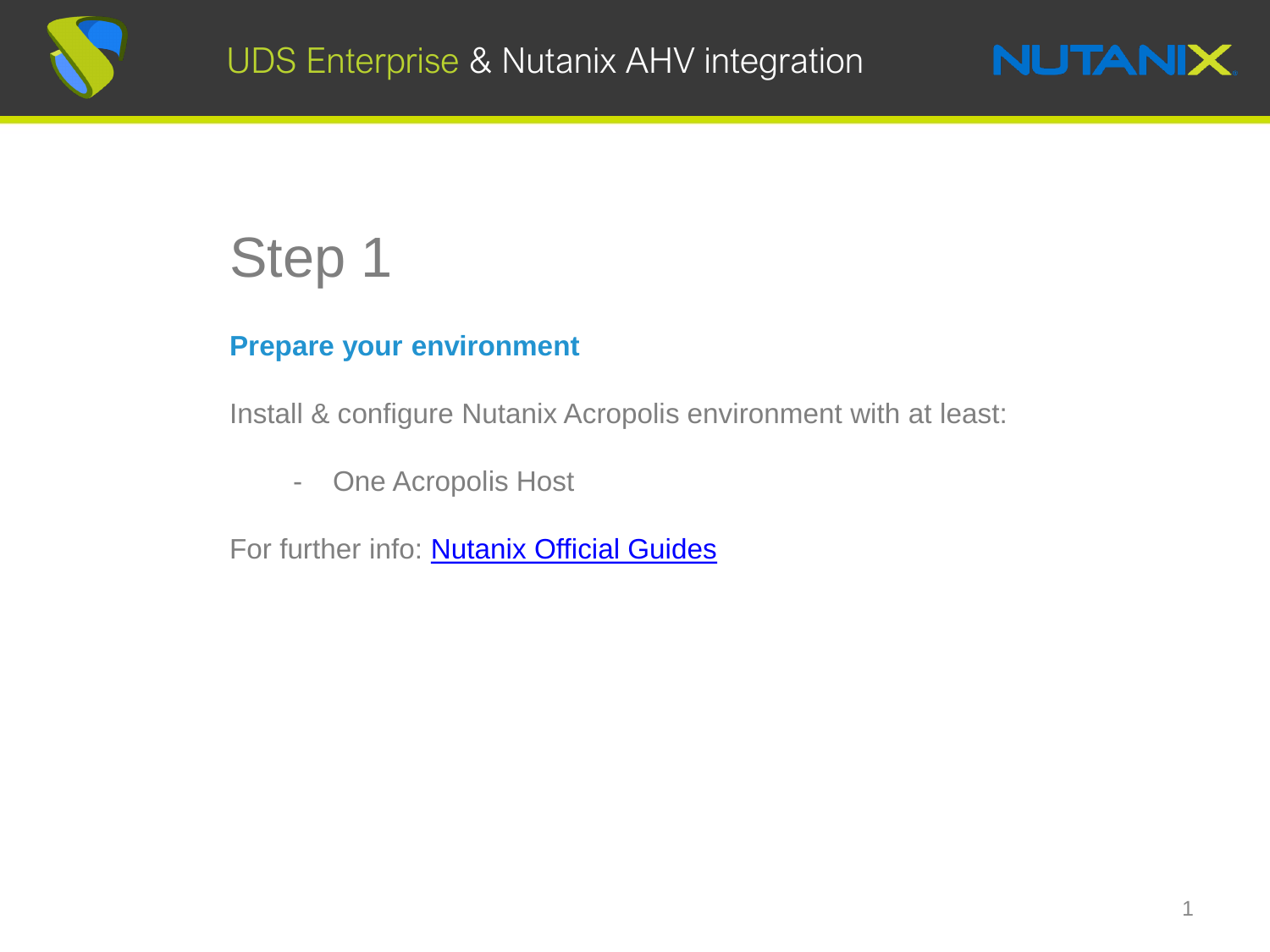# Step 1

## Prepare your environment

Install & configure Nutanix Acropolis environment with at least:

- One Acropolis Host

For further info: Nutanix Official Guides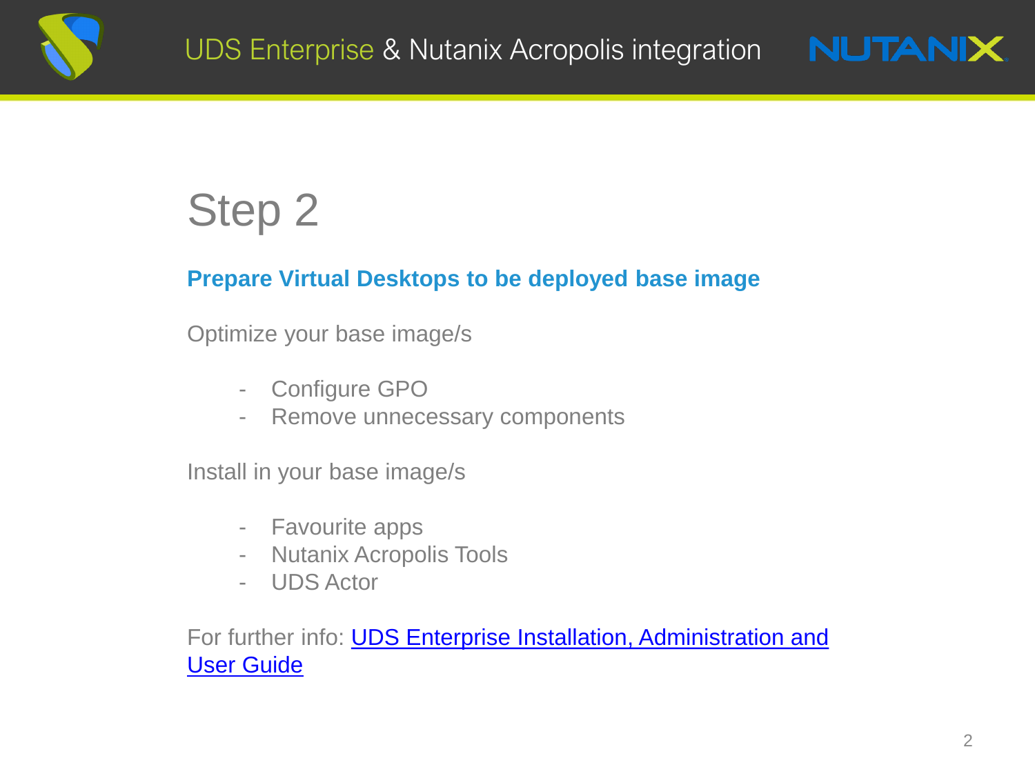# Step 2

**Prepare Virtual Desktops to be deployed base image**

Optimize your base image/s

- Configure GPO
- Remove unnecessary components

Install in your base image/s

- Favourite apps
- Nutanix Acropolis Tools
- UDS Actor

For further info: UDS Enterprise Installation, Administration and User Guide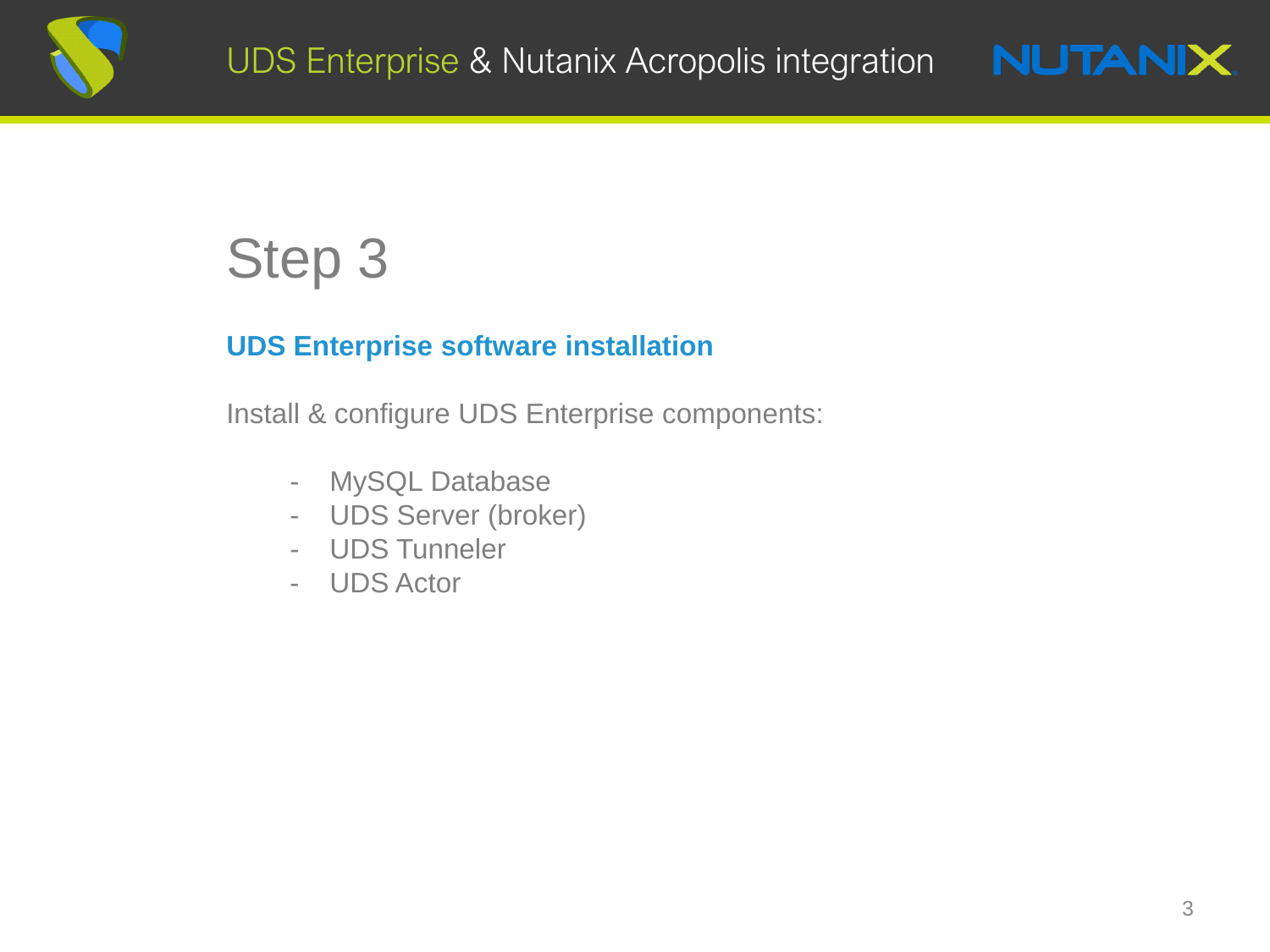# Step 3

## UDS Enterprise software installation

Install & configure UDS Enterprise components:

- MySQL Database
- UDS Server (broker)
- UDS Tunneler
- UDS Actor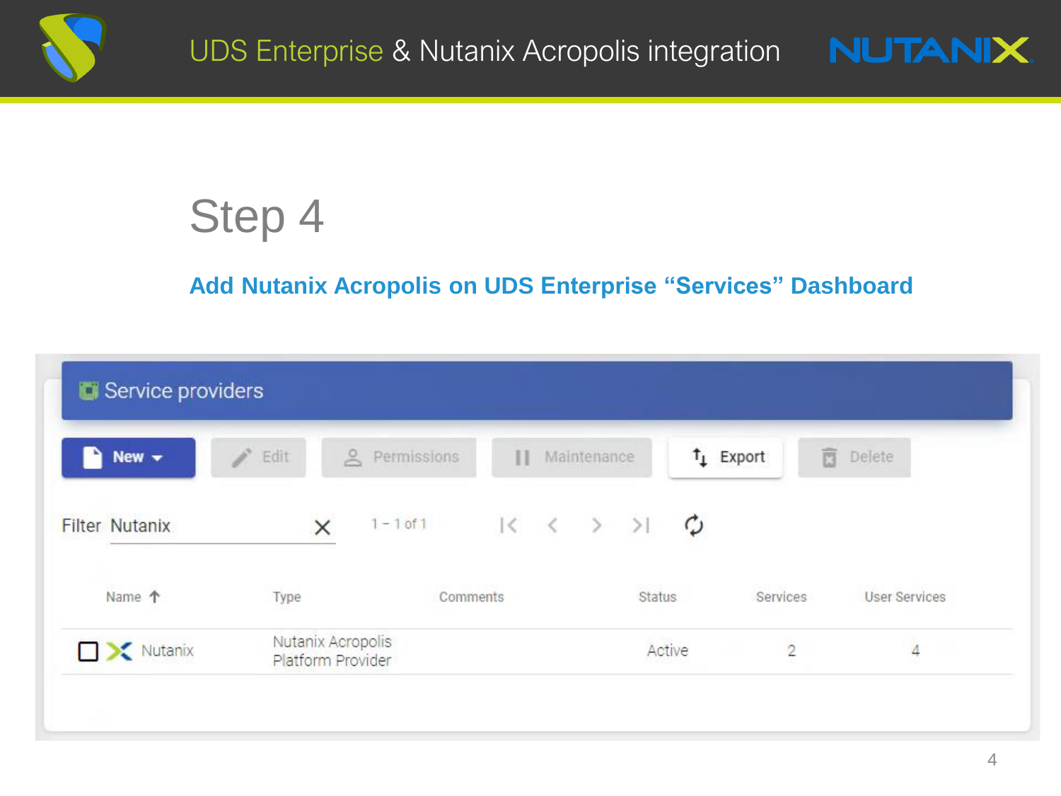# Step 4

## Add Nutanix Acropolis on UDS Enterprise "Services" Dashboard

### Service providers

New | Edit | Permissions | Maintenance | Export | Delete

Filter: Nutanix

1 – 1 of 1

| Name | Type | Comments | Status | Services | User Services |
|---|---|---|---|---|---|
| Nutanix | Nutanix Acropolis Platform Provider | | Active | 2 | 4 |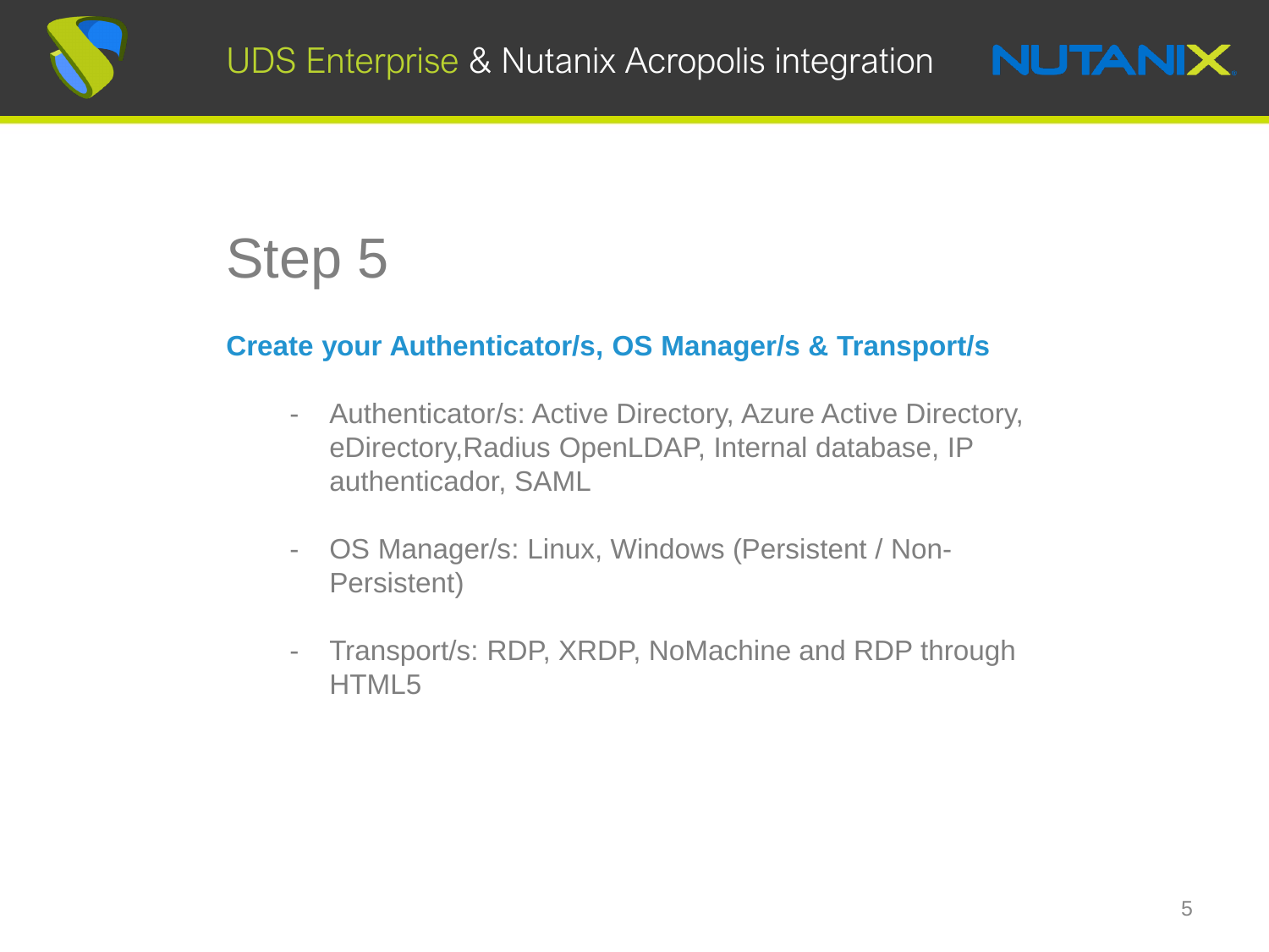# Step 5

**Create your Authenticator/s, OS Manager/s & Transport/s**

- Authenticator/s: Active Directory, Azure Active Directory, eDirectory,Radius OpenLDAP, Internal database, IP authenticador, SAML

- OS Manager/s: Linux, Windows (Persistent / Non-Persistent)

- Transport/s: RDP, XRDP, NoMachine and RDP through HTML5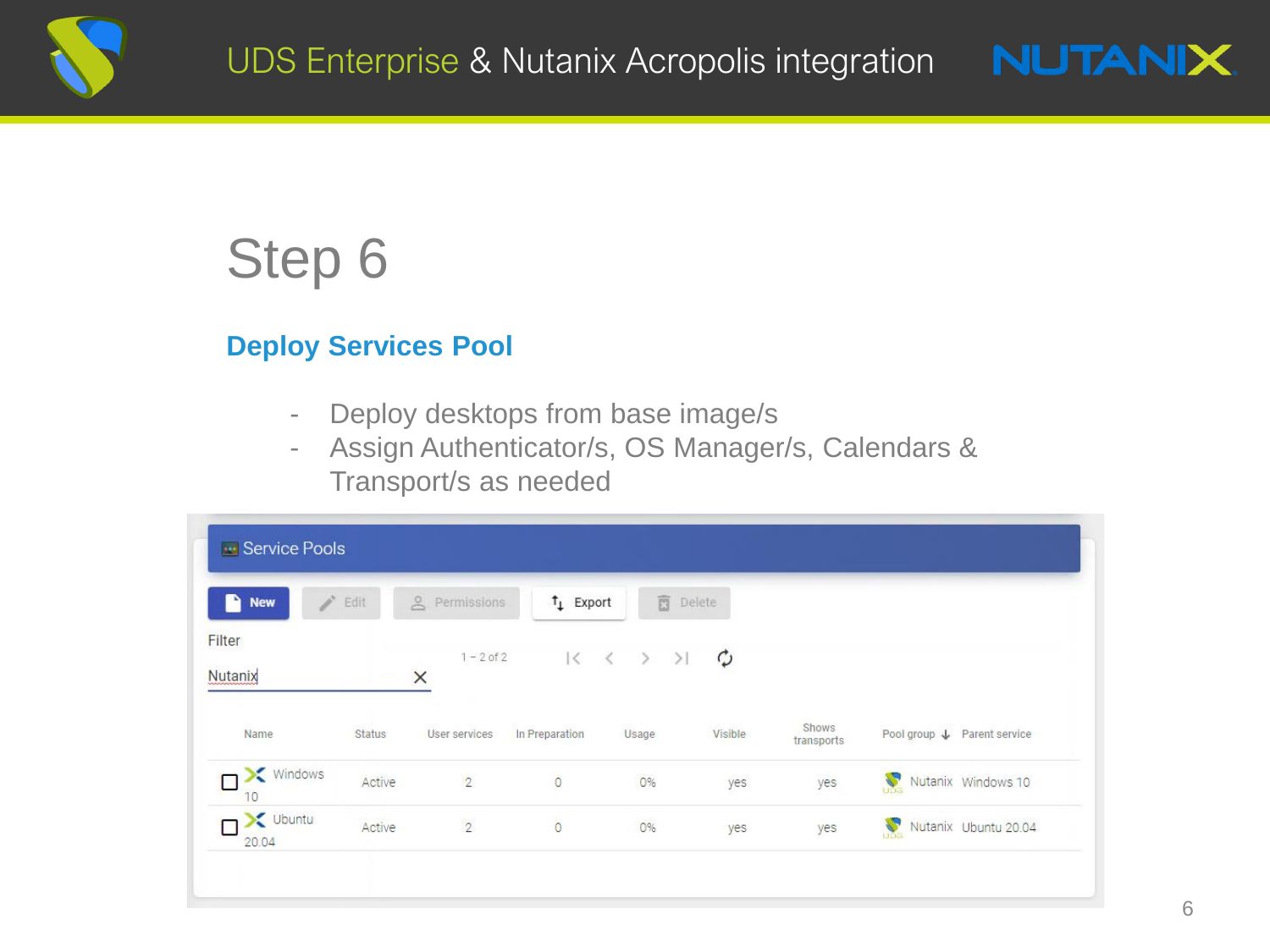# Step 6

## Deploy Services Pool

- Deploy desktops from base image/s
- Assign Authenticator/s, OS Manager/s, Calendars & Transport/s as needed

Service Pools

New | Edit | Permissions | Export | Delete

Filter

Nutanix

1 – 2 of 2

| Name | Status | User services | In Preparation | Usage | Visible | Shows transports | Pool group | Parent service |
| --- | --- | --- | --- | --- | --- | --- | --- | --- |
| Windows 10 | Active | 2 | 0 | 0% | yes | yes | Nutanix | Windows 10 |
| Ubuntu 20.04 | Active | 2 | 0 | 0% | yes | yes | Nutanix | Ubuntu 20.04 |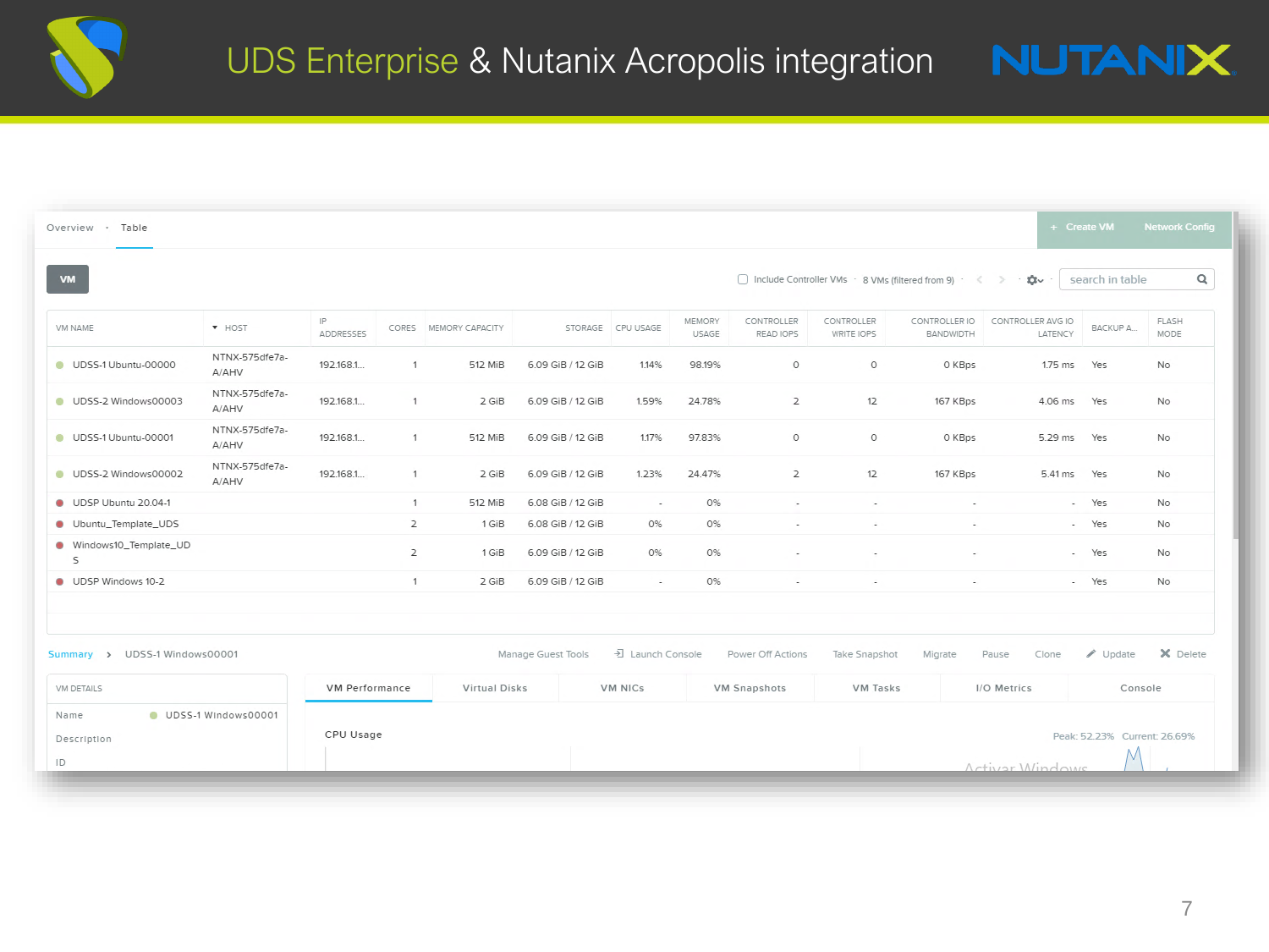# UDS Enterprise & Nutanix Acropolis integration

Overview · Table

+ Create VM   Network Config

VM

Include Controller VMs · 8 VMs (filtered from 9)

search in table

| VM NAME | HOST | IP ADDRESSES | CORES | MEMORY CAPACITY | STORAGE | CPU USAGE | MEMORY USAGE | CONTROLLER READ IOPS | CONTROLLER WRITE IOPS | CONTROLLER IO BANDWIDTH | CONTROLLER AVG IO LATENCY | BACKUP A... | FLASH MODE |
|---|---|---|---|---|---|---|---|---|---|---|---|---|---|
| UDSS-1 Ubuntu-00000 | NTNX-575dfe7a-A/AHV | 192.168.1... | 1 | 512 MiB | 6.09 GiB / 12 GiB | 1.14% | 98.19% | 0 | 0 | 0 KBps | 1.75 ms | Yes | No |
| UDSS-2 Windows00003 | NTNX-575dfe7a-A/AHV | 192.168.1... | 1 | 2 GiB | 6.09 GiB / 12 GiB | 1.59% | 24.78% | 2 | 12 | 167 KBps | 4.06 ms | Yes | No |
| UDSS-1 Ubuntu-00001 | NTNX-575dfe7a-A/AHV | 192.168.1... | 1 | 512 MiB | 6.09 GiB / 12 GiB | 1.17% | 97.83% | 0 | 0 | 0 KBps | 5.29 ms | Yes | No |
| UDSS-2 Windows00002 | NTNX-575dfe7a-A/AHV | 192.168.1... | 1 | 2 GiB | 6.09 GiB / 12 GiB | 1.23% | 24.47% | 2 | 12 | 167 KBps | 5.41 ms | Yes | No |
| UDSP Ubuntu 20.04-1 | | | 1 | 512 MiB | 6.08 GiB / 12 GiB | - | 0% | - | - | - | - | Yes | No |
| Ubuntu_Template_UDS | | | 2 | 1 GiB | 6.08 GiB / 12 GiB | 0% | 0% | - | - | - | - | Yes | No |
| Windows10_Template_UDS | | | 2 | 1 GiB | 6.09 GiB / 12 GiB | 0% | 0% | - | - | - | - | Yes | No |
| UDSP Windows 10-2 | | | 1 | 2 GiB | 6.09 GiB / 12 GiB | - | 0% | - | - | - | - | Yes | No |

Summary > UDSS-1 Windows00001

Manage Guest Tools · Launch Console · Power Off Actions · Take Snapshot · Migrate · Pause · Clone · Update · Delete

VM DETAILS

- Name: UDSS-1 Windows00001
- Description
- ID

VM Performance | Virtual Disks | VM NICs | VM Snapshots | VM Tasks | I/O Metrics | Console

CPU Usage — Peak: 52.23% Current: 26.69%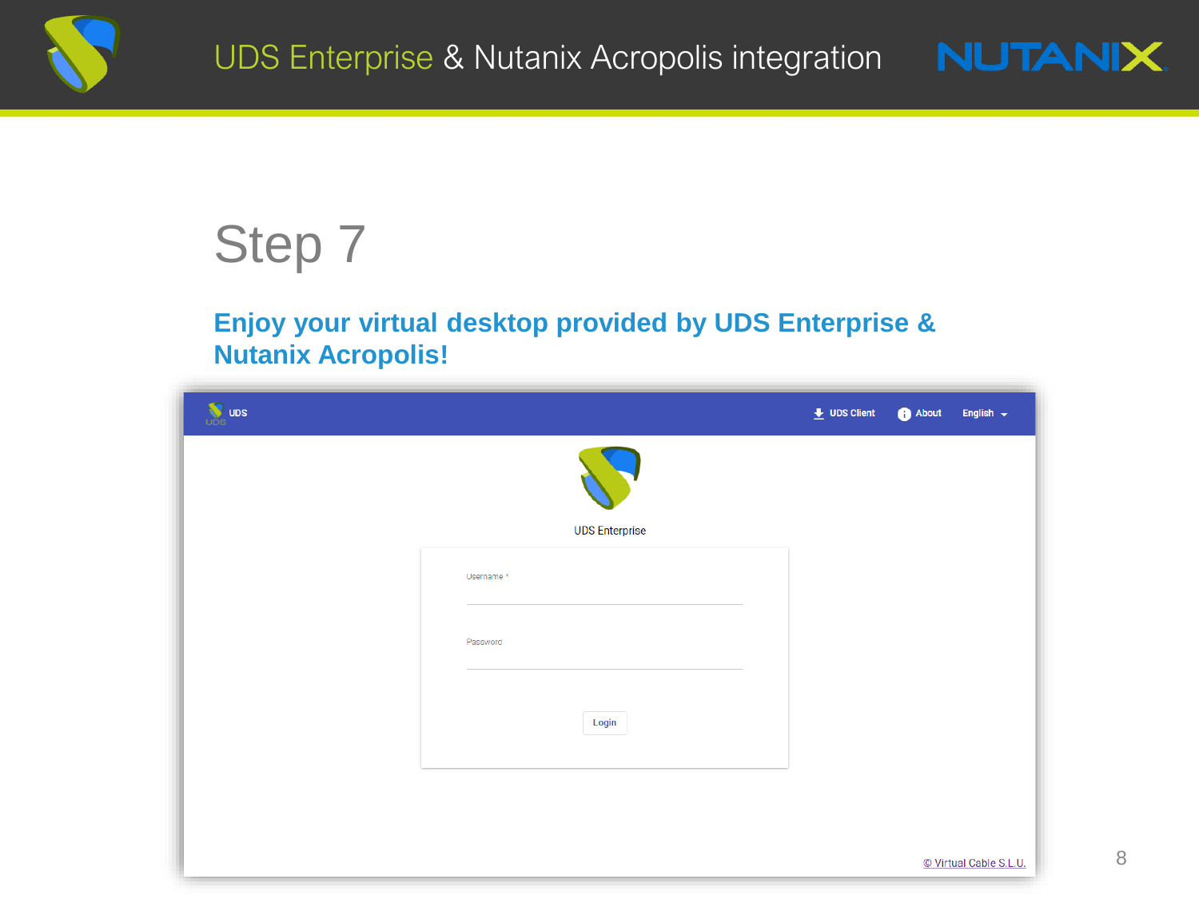# Step 7

## Enjoy your virtual desktop provided by UDS Enterprise & Nutanix Acropolis!

UDS

UDS Client About English

UDS Enterprise

Username *

Password

Login

© Virtual Cable S.L.U.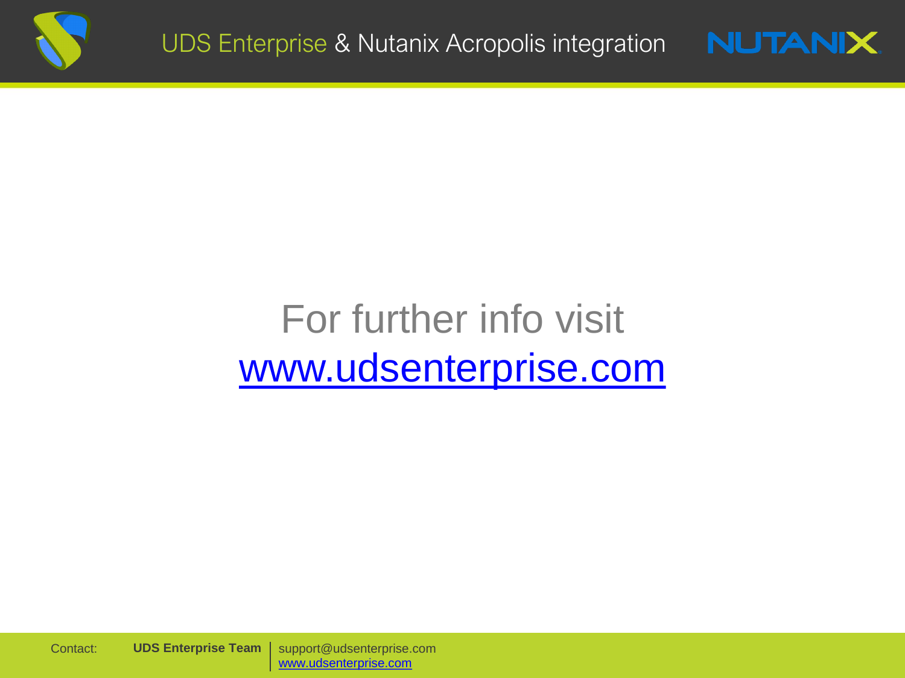For further info visit

www.udsenterprise.com